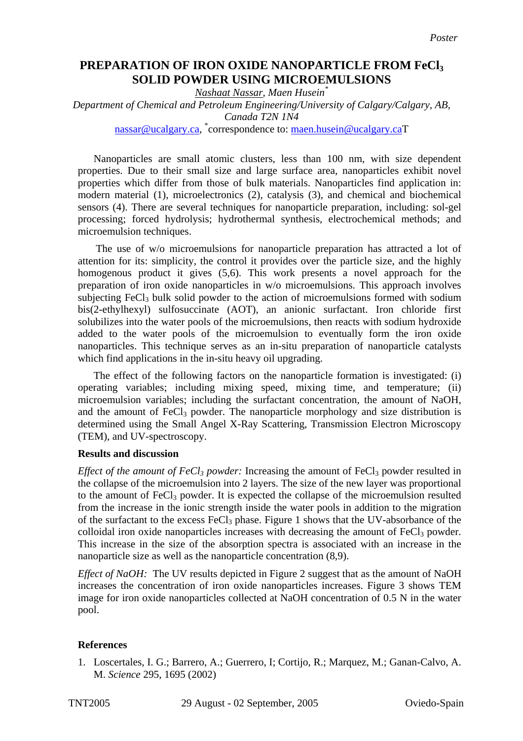Poster

# PREPARATION OF IRON OXIDE NANOPARTICLE FROM $FeCl_3$ SOLID POWDER USING MICROEMULSIONS

*Nashaat Nassar, Maen Husein[*]*

*Department of Chemical and Petroleum Engineering/University of Calgary/Calgary, AB, Canada T2N 1N4*

nassar@ucalgary.ca, [*]correspondence to: maen.husein@ucalgary.caT

Nanoparticles are small atomic clusters, less than 100 nm, with size dependent properties. Due to their small size and large surface area, nanoparticles exhibit novel properties which differ from those of bulk materials. Nanoparticles find application in: modern material (1), microelectronics (2), catalysis (3), and chemical and biochemical sensors (4). There are several techniques for nanoparticle preparation, including: sol-gel processing; forced hydrolysis; hydrothermal synthesis, electrochemical methods; and microemulsion techniques.

The use of w/o microemulsions for nanoparticle preparation has attracted a lot of attention for its: simplicity, the control it provides over the particle size, and the highly homogenous product it gives (5,6). This work presents a novel approach for the preparation of iron oxide nanoparticles in w/o microemulsions. This approach involves subjecting $FeCl_3$ bulk solid powder to the action of microemulsions formed with sodium bis(2-ethylhexyl) sulfosuccinate (AOT), an anionic surfactant. Iron chloride first solubilizes into the water pools of the microemulsions, then reacts with sodium hydroxide added to the water pools of the microemulsion to eventually form the iron oxide nanoparticles. This technique serves as an in-situ preparation of nanoparticle catalysts which find applications in the in-situ heavy oil upgrading.

The effect of the following factors on the nanoparticle formation is investigated: (i) operating variables; including mixing speed, mixing time, and temperature; (ii) microemulsion variables; including the surfactant concentration, the amount of NaOH, and the amount of $FeCl_3$ powder. The nanoparticle morphology and size distribution is determined using the Small Angel X-Ray Scattering, Transmission Electron Microscopy (TEM), and UV-spectroscopy.

**Results and discussion**

*Effect of the amount of $FeCl_3$ powder:* Increasing the amount of $FeCl_3$ powder resulted in the collapse of the microemulsion into 2 layers. The size of the new layer was proportional to the amount of $FeCl_3$ powder. It is expected the collapse of the microemulsion resulted from the increase in the ionic strength inside the water pools in addition to the migration of the surfactant to the excess $FeCl_3$ phase. Figure 1 shows that the UV-absorbance of the colloidal iron oxide nanoparticles increases with decreasing the amount of $FeCl_3$ powder. This increase in the size of the absorption spectra is associated with an increase in the nanoparticle size as well as the nanoparticle concentration (8,9).

*Effect of NaOH:* The UV results depicted in Figure 2 suggest that as the amount of NaOH increases the concentration of iron oxide nanoparticles increases. Figure 3 shows TEM image for iron oxide nanoparticles collected at NaOH concentration of 0.5 N in the water pool.

**References**

1. Loscertales, I. G.; Barrero, A.; Guerrero, I; Cortijo, R.; Marquez, M.; Ganan-Calvo, A. M. *Science* 295, 1695 (2002)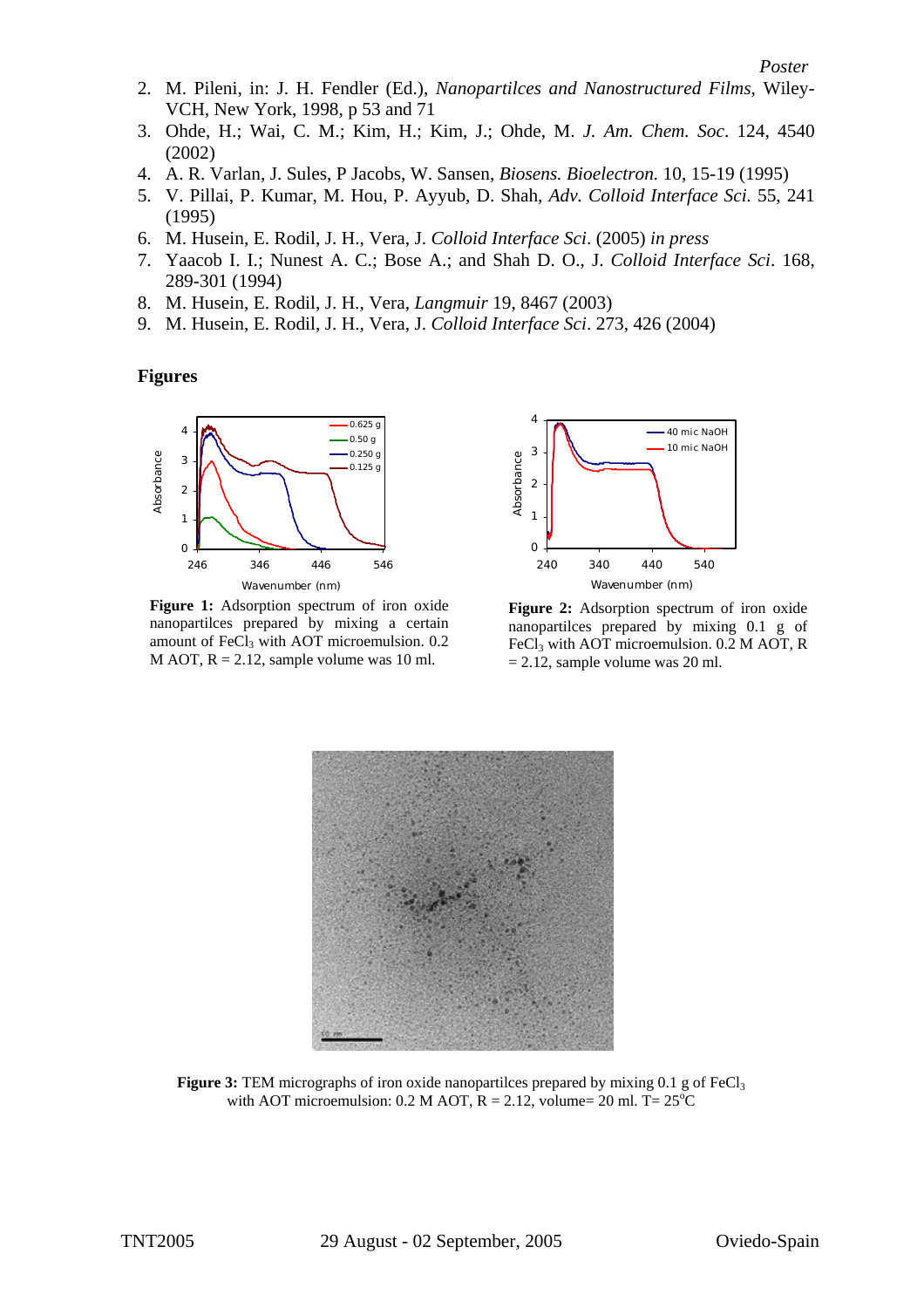2. M. Pileni, in: J. H. Fendler (Ed.), *Nanopartilces and Nanostructured Films*, Wiley-VCH, New York, 1998, p 53 and 71
3. Ohde, H.; Wai, C. M.; Kim, H.; Kim, J.; Ohde, M. *J. Am. Chem. Soc*. 124, 4540 (2002)
4. A. R. Varlan, J. Sules, P Jacobs, W. Sansen, *Biosens. Bioelectron.* 10, 15-19 (1995)
5. V. Pillai, P. Kumar, M. Hou, P. Ayyub, D. Shah, *Adv. Colloid Interface Sci.* 55, 241 (1995)
6. M. Husein, E. Rodil, J. H., Vera, J. *Colloid Interface Sci*. (2005) *in press*
7. Yaacob I. I.; Nunest A. C.; Bose A.; and Shah D. O., J. *Colloid Interface Sci*. 168, 289-301 (1994)
8. M. Husein, E. Rodil, J. H., Vera, *Langmuir* 19, 8467 (2003)
9. M. Husein, E. Rodil, J. H., Vera, J. *Colloid Interface Sci*. 273, 426 (2004)

## Figures

Absorbance
0
1
2
3
4
246
346
446
546
Wavenumber (nm)
0.625 g
0.50 g
0.250 g
0.125 g

**Figure 1:** Adsorption spectrum of iron oxide nanopartilces prepared by mixing a certain amount of $FeCl_3$ with AOT microemulsion. 0.2 M AOT, R = 2.12, sample volume was 10 ml.

Absorbance
0
1
2
3
4
240
340
440
540
Wavenumber (nm)
40 mic NaOH
10 mic NaOH

**Figure 2:** Adsorption spectrum of iron oxide nanopartilces prepared by mixing 0.1 g of $FeCl_3$ with AOT microemulsion. 0.2 M AOT, R = 2.12, sample volume was 20 ml.

50 nm

**Figure 3:** TEM micrographs of iron oxide nanopartilces prepared by mixing 0.1 g of $FeCl_3$ with AOT microemulsion: 0.2 M AOT, R = 2.12, volume= 20 ml. T= 25$^{o}$C